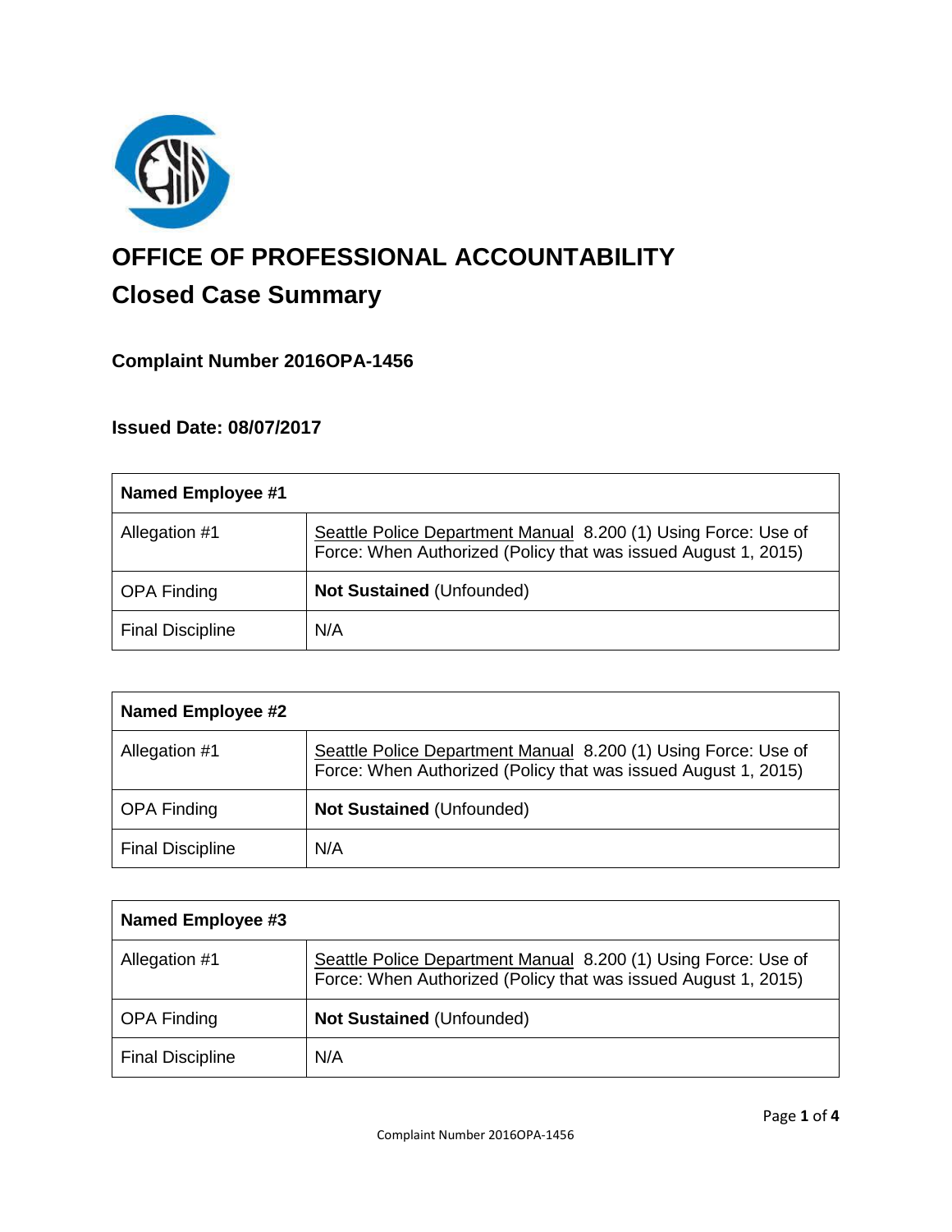# OFFICE OF PROFESSIONAL ACCOUNTABILITY

## Closed Case Summary

### Complaint Number 2016OPA-1456

### Issued Date: 08/07/2017

| Named Employee #1 | |
|---|---|
| Allegation #1 | Seattle Police Department Manual 8.200 (1) Using Force: Use of Force: When Authorized (Policy that was issued August 1, 2015) |
| OPA Finding | **Not Sustained** (Unfounded) |
| Final Discipline | N/A |

| Named Employee #2 | |
|---|---|
| Allegation #1 | Seattle Police Department Manual 8.200 (1) Using Force: Use of Force: When Authorized (Policy that was issued August 1, 2015) |
| OPA Finding | **Not Sustained** (Unfounded) |
| Final Discipline | N/A |

| Named Employee #3 | |
|---|---|
| Allegation #1 | Seattle Police Department Manual 8.200 (1) Using Force: Use of Force: When Authorized (Policy that was issued August 1, 2015) |
| OPA Finding | **Not Sustained** (Unfounded) |
| Final Discipline | N/A |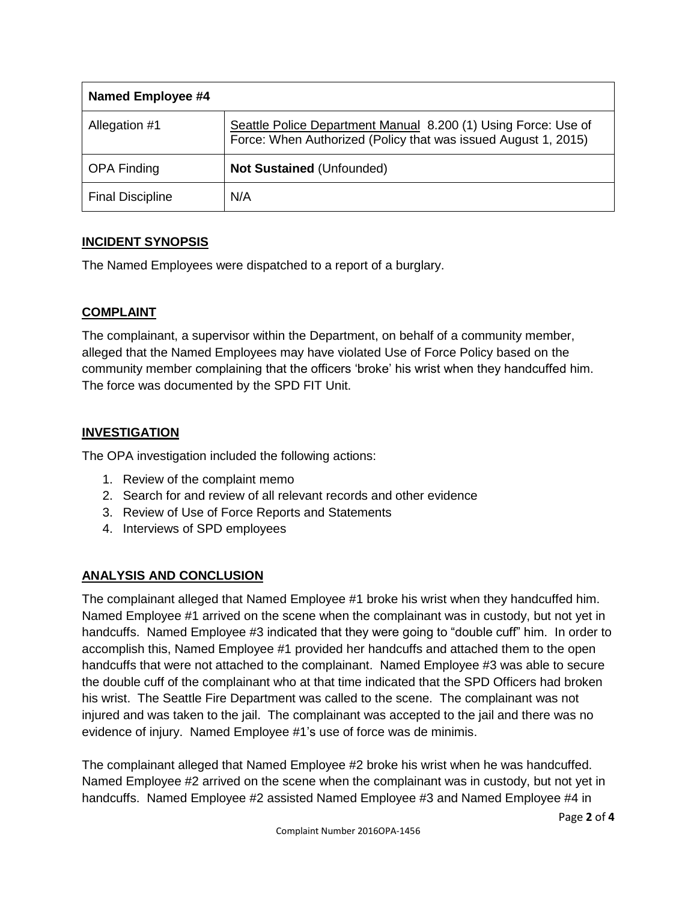| Named Employee #4 | |
|---|---|
| Allegation #1 | Seattle Police Department Manual 8.200 (1) Using Force: Use of Force: When Authorized (Policy that was issued August 1, 2015) |
| OPA Finding | **Not Sustained** (Unfounded) |
| Final Discipline | N/A |

## INCIDENT SYNOPSIS

The Named Employees were dispatched to a report of a burglary.

## COMPLAINT

The complainant, a supervisor within the Department, on behalf of a community member, alleged that the Named Employees may have violated Use of Force Policy based on the community member complaining that the officers 'broke' his wrist when they handcuffed him. The force was documented by the SPD FIT Unit.

## INVESTIGATION

The OPA investigation included the following actions:

1. Review of the complaint memo
2. Search for and review of all relevant records and other evidence
3. Review of Use of Force Reports and Statements
4. Interviews of SPD employees

## ANALYSIS AND CONCLUSION

The complainant alleged that Named Employee #1 broke his wrist when they handcuffed him. Named Employee #1 arrived on the scene when the complainant was in custody, but not yet in handcuffs. Named Employee #3 indicated that they were going to "double cuff" him. In order to accomplish this, Named Employee #1 provided her handcuffs and attached them to the open handcuffs that were not attached to the complainant. Named Employee #3 was able to secure the double cuff of the complainant who at that time indicated that the SPD Officers had broken his wrist. The Seattle Fire Department was called to the scene. The complainant was not injured and was taken to the jail. The complainant was accepted to the jail and there was no evidence of injury. Named Employee #1's use of force was de minimis.

The complainant alleged that Named Employee #2 broke his wrist when he was handcuffed. Named Employee #2 arrived on the scene when the complainant was in custody, but not yet in handcuffs. Named Employee #2 assisted Named Employee #3 and Named Employee #4 in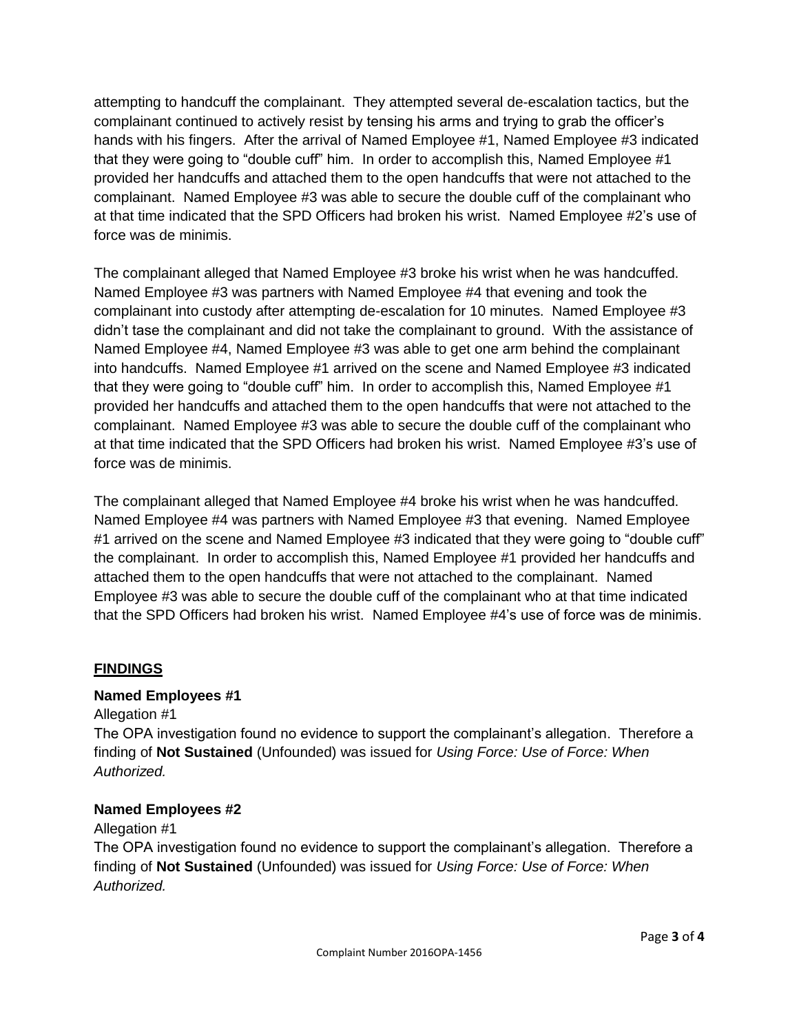attempting to handcuff the complainant. They attempted several de-escalation tactics, but the complainant continued to actively resist by tensing his arms and trying to grab the officer's hands with his fingers. After the arrival of Named Employee #1, Named Employee #3 indicated that they were going to "double cuff" him. In order to accomplish this, Named Employee #1 provided her handcuffs and attached them to the open handcuffs that were not attached to the complainant. Named Employee #3 was able to secure the double cuff of the complainant who at that time indicated that the SPD Officers had broken his wrist. Named Employee #2's use of force was de minimis.

The complainant alleged that Named Employee #3 broke his wrist when he was handcuffed. Named Employee #3 was partners with Named Employee #4 that evening and took the complainant into custody after attempting de-escalation for 10 minutes. Named Employee #3 didn't tase the complainant and did not take the complainant to ground. With the assistance of Named Employee #4, Named Employee #3 was able to get one arm behind the complainant into handcuffs. Named Employee #1 arrived on the scene and Named Employee #3 indicated that they were going to "double cuff" him. In order to accomplish this, Named Employee #1 provided her handcuffs and attached them to the open handcuffs that were not attached to the complainant. Named Employee #3 was able to secure the double cuff of the complainant who at that time indicated that the SPD Officers had broken his wrist. Named Employee #3's use of force was de minimis.

The complainant alleged that Named Employee #4 broke his wrist when he was handcuffed. Named Employee #4 was partners with Named Employee #3 that evening. Named Employee #1 arrived on the scene and Named Employee #3 indicated that they were going to "double cuff" the complainant. In order to accomplish this, Named Employee #1 provided her handcuffs and attached them to the open handcuffs that were not attached to the complainant. Named Employee #3 was able to secure the double cuff of the complainant who at that time indicated that the SPD Officers had broken his wrist. Named Employee #4's use of force was de minimis.

## FINDINGS

### Named Employees #1

Allegation #1

The OPA investigation found no evidence to support the complainant's allegation. Therefore a finding of **Not Sustained** (Unfounded) was issued for *Using Force: Use of Force: When Authorized.*

### Named Employees #2

Allegation #1

The OPA investigation found no evidence to support the complainant's allegation. Therefore a finding of **Not Sustained** (Unfounded) was issued for *Using Force: Use of Force: When Authorized.*

Complaint Number 2016OPA-1456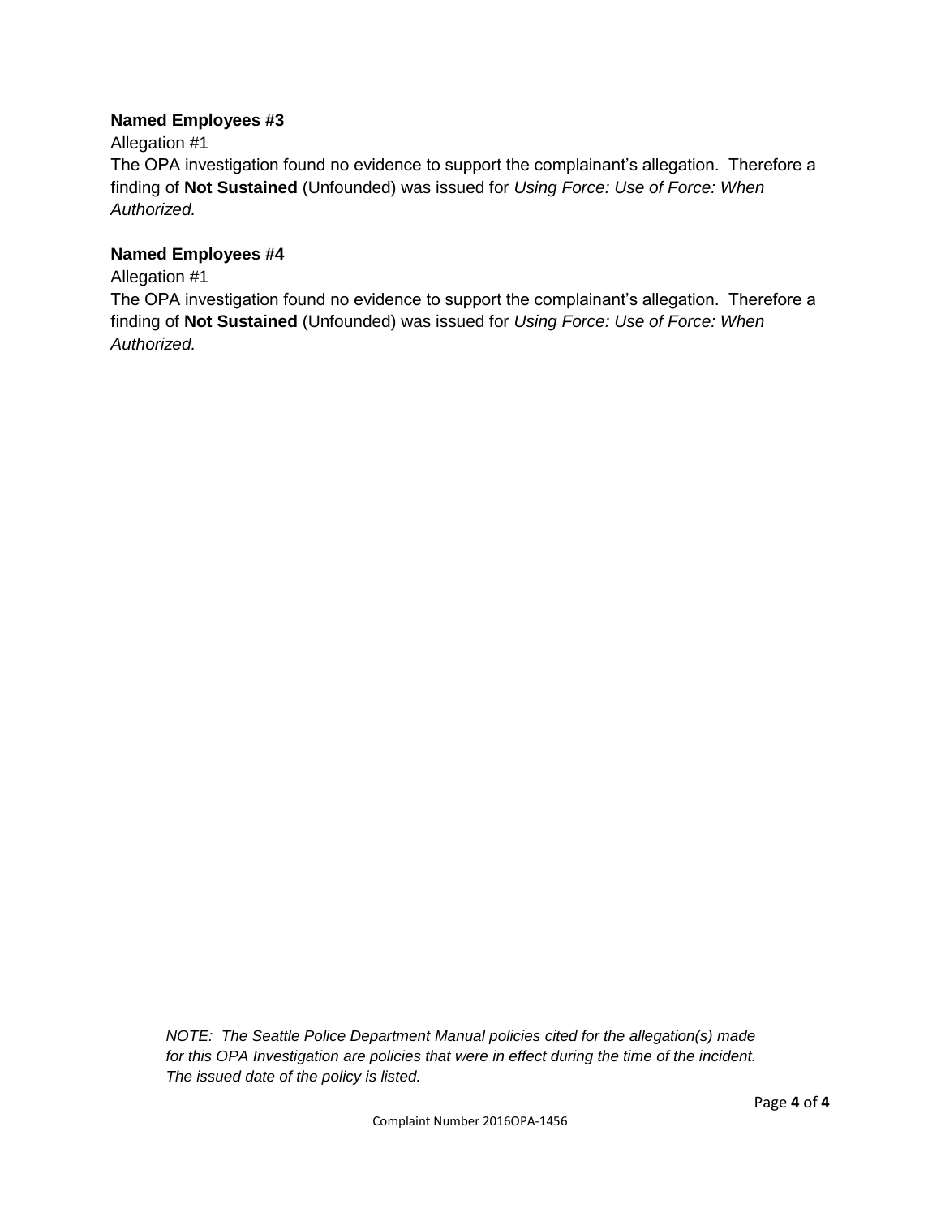**Named Employees #3**

Allegation #1

The OPA investigation found no evidence to support the complainant's allegation. Therefore a finding of **Not Sustained** (Unfounded) was issued for *Using Force: Use of Force: When Authorized.*

**Named Employees #4**

Allegation #1

The OPA investigation found no evidence to support the complainant's allegation. Therefore a finding of **Not Sustained** (Unfounded) was issued for *Using Force: Use of Force: When Authorized.*

*NOTE: The Seattle Police Department Manual policies cited for the allegation(s) made for this OPA Investigation are policies that were in effect during the time of the incident. The issued date of the policy is listed.*